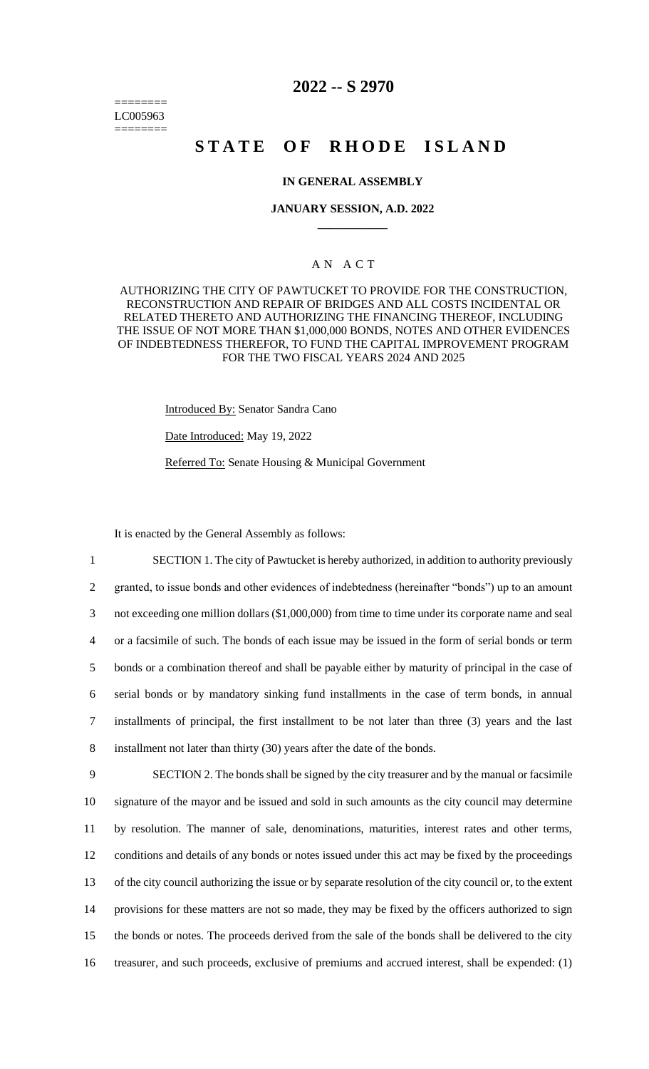LC005963

# 2022 -- S 2970

# STATE OF RHODE ISLAND

## IN GENERAL ASSEMBLY

### JANUARY SESSION, A.D. 2022

---

### A N A C T

AUTHORIZING THE CITY OF PAWTUCKET TO PROVIDE FOR THE CONSTRUCTION, RECONSTRUCTION AND REPAIR OF BRIDGES AND ALL COSTS INCIDENTAL OR RELATED THERETO AND AUTHORIZING THE FINANCING THEREOF, INCLUDING THE ISSUE OF NOT MORE THAN $1,000,000 BONDS, NOTES AND OTHER EVIDENCES OF INDEBTEDNESS THEREFOR, TO FUND THE CAPITAL IMPROVEMENT PROGRAM FOR THE TWO FISCAL YEARS 2024 AND 2025

Introduced By: Senator Sandra Cano

Date Introduced: May 19, 2022

Referred To: Senate Housing & Municipal Government

It is enacted by the General Assembly as follows:

1 SECTION 1. The city of Pawtucket is hereby authorized, in addition to authority previously
2 granted, to issue bonds and other evidences of indebtedness (hereinafter "bonds") up to an amount
3 not exceeding one million dollars ($1,000,000) from time to time under its corporate name and seal
4 or a facsimile of such. The bonds of each issue may be issued in the form of serial bonds or term
5 bonds or a combination thereof and shall be payable either by maturity of principal in the case of
6 serial bonds or by mandatory sinking fund installments in the case of term bonds, in annual
7 installments of principal, the first installment to be not later than three (3) years and the last
8 installment not later than thirty (30) years after the date of the bonds.

9 SECTION 2. The bonds shall be signed by the city treasurer and by the manual or facsimile
10 signature of the mayor and be issued and sold in such amounts as the city council may determine
11 by resolution. The manner of sale, denominations, maturities, interest rates and other terms,
12 conditions and details of any bonds or notes issued under this act may be fixed by the proceedings
13 of the city council authorizing the issue or by separate resolution of the city council or, to the extent
14 provisions for these matters are not so made, they may be fixed by the officers authorized to sign
15 the bonds or notes. The proceeds derived from the sale of the bonds shall be delivered to the city
16 treasurer, and such proceeds, exclusive of premiums and accrued interest, shall be expended: (1)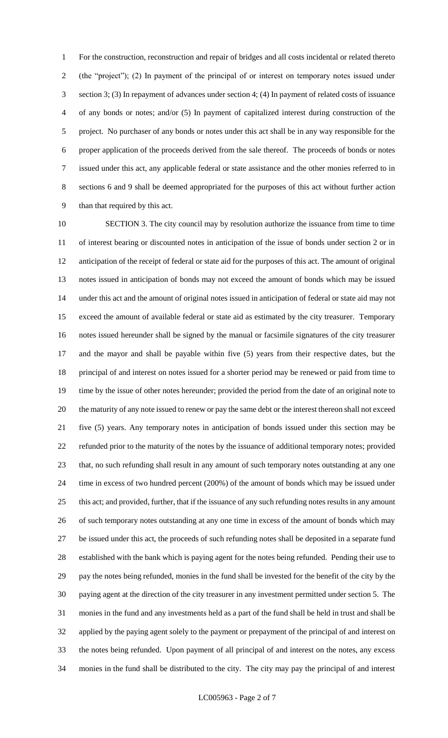For the construction, reconstruction and repair of bridges and all costs incidental or related thereto (the "project"); (2) In payment of the principal of or interest on temporary notes issued under section 3; (3) In repayment of advances under section 4; (4) In payment of related costs of issuance of any bonds or notes; and/or (5) In payment of capitalized interest during construction of the project. No purchaser of any bonds or notes under this act shall be in any way responsible for the proper application of the proceeds derived from the sale thereof. The proceeds of bonds or notes issued under this act, any applicable federal or state assistance and the other monies referred to in sections 6 and 9 shall be deemed appropriated for the purposes of this act without further action than that required by this act.

SECTION 3. The city council may by resolution authorize the issuance from time to time of interest bearing or discounted notes in anticipation of the issue of bonds under section 2 or in anticipation of the receipt of federal or state aid for the purposes of this act. The amount of original notes issued in anticipation of bonds may not exceed the amount of bonds which may be issued under this act and the amount of original notes issued in anticipation of federal or state aid may not exceed the amount of available federal or state aid as estimated by the city treasurer. Temporary notes issued hereunder shall be signed by the manual or facsimile signatures of the city treasurer and the mayor and shall be payable within five (5) years from their respective dates, but the principal of and interest on notes issued for a shorter period may be renewed or paid from time to time by the issue of other notes hereunder; provided the period from the date of an original note to the maturity of any note issued to renew or pay the same debt or the interest thereon shall not exceed five (5) years. Any temporary notes in anticipation of bonds issued under this section may be refunded prior to the maturity of the notes by the issuance of additional temporary notes; provided that, no such refunding shall result in any amount of such temporary notes outstanding at any one time in excess of two hundred percent (200%) of the amount of bonds which may be issued under this act; and provided, further, that if the issuance of any such refunding notes results in any amount of such temporary notes outstanding at any one time in excess of the amount of bonds which may be issued under this act, the proceeds of such refunding notes shall be deposited in a separate fund established with the bank which is paying agent for the notes being refunded. Pending their use to pay the notes being refunded, monies in the fund shall be invested for the benefit of the city by the paying agent at the direction of the city treasurer in any investment permitted under section 5. The monies in the fund and any investments held as a part of the fund shall be held in trust and shall be applied by the paying agent solely to the payment or prepayment of the principal of and interest on the notes being refunded. Upon payment of all principal of and interest on the notes, any excess monies in the fund shall be distributed to the city. The city may pay the principal of and interest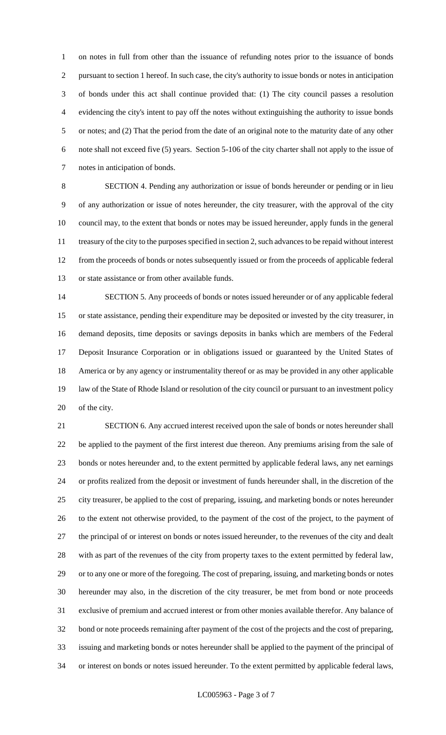on notes in full from other than the issuance of refunding notes prior to the issuance of bonds pursuant to section 1 hereof. In such case, the city's authority to issue bonds or notes in anticipation of bonds under this act shall continue provided that: (1) The city council passes a resolution evidencing the city's intent to pay off the notes without extinguishing the authority to issue bonds or notes; and (2) That the period from the date of an original note to the maturity date of any other note shall not exceed five (5) years. Section 5-106 of the city charter shall not apply to the issue of notes in anticipation of bonds.

SECTION 4. Pending any authorization or issue of bonds hereunder or pending or in lieu of any authorization or issue of notes hereunder, the city treasurer, with the approval of the city council may, to the extent that bonds or notes may be issued hereunder, apply funds in the general treasury of the city to the purposes specified in section 2, such advances to be repaid without interest from the proceeds of bonds or notes subsequently issued or from the proceeds of applicable federal or state assistance or from other available funds.

SECTION 5. Any proceeds of bonds or notes issued hereunder or of any applicable federal or state assistance, pending their expenditure may be deposited or invested by the city treasurer, in demand deposits, time deposits or savings deposits in banks which are members of the Federal Deposit Insurance Corporation or in obligations issued or guaranteed by the United States of America or by any agency or instrumentality thereof or as may be provided in any other applicable law of the State of Rhode Island or resolution of the city council or pursuant to an investment policy of the city.

SECTION 6. Any accrued interest received upon the sale of bonds or notes hereunder shall be applied to the payment of the first interest due thereon. Any premiums arising from the sale of bonds or notes hereunder and, to the extent permitted by applicable federal laws, any net earnings or profits realized from the deposit or investment of funds hereunder shall, in the discretion of the city treasurer, be applied to the cost of preparing, issuing, and marketing bonds or notes hereunder to the extent not otherwise provided, to the payment of the cost of the project, to the payment of the principal of or interest on bonds or notes issued hereunder, to the revenues of the city and dealt with as part of the revenues of the city from property taxes to the extent permitted by federal law, or to any one or more of the foregoing. The cost of preparing, issuing, and marketing bonds or notes hereunder may also, in the discretion of the city treasurer, be met from bond or note proceeds exclusive of premium and accrued interest or from other monies available therefor. Any balance of bond or note proceeds remaining after payment of the cost of the projects and the cost of preparing, issuing and marketing bonds or notes hereunder shall be applied to the payment of the principal of or interest on bonds or notes issued hereunder. To the extent permitted by applicable federal laws,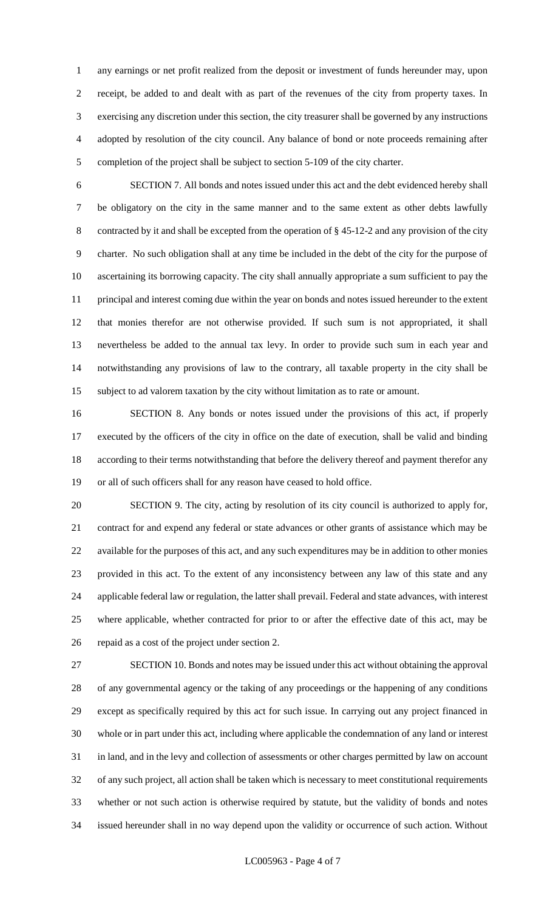any earnings or net profit realized from the deposit or investment of funds hereunder may, upon receipt, be added to and dealt with as part of the revenues of the city from property taxes. In exercising any discretion under this section, the city treasurer shall be governed by any instructions adopted by resolution of the city council. Any balance of bond or note proceeds remaining after completion of the project shall be subject to section 5-109 of the city charter.

SECTION 7. All bonds and notes issued under this act and the debt evidenced hereby shall be obligatory on the city in the same manner and to the same extent as other debts lawfully contracted by it and shall be excepted from the operation of § 45-12-2 and any provision of the city charter. No such obligation shall at any time be included in the debt of the city for the purpose of ascertaining its borrowing capacity. The city shall annually appropriate a sum sufficient to pay the principal and interest coming due within the year on bonds and notes issued hereunder to the extent that monies therefor are not otherwise provided. If such sum is not appropriated, it shall nevertheless be added to the annual tax levy. In order to provide such sum in each year and notwithstanding any provisions of law to the contrary, all taxable property in the city shall be subject to ad valorem taxation by the city without limitation as to rate or amount.

SECTION 8. Any bonds or notes issued under the provisions of this act, if properly executed by the officers of the city in office on the date of execution, shall be valid and binding according to their terms notwithstanding that before the delivery thereof and payment therefor any or all of such officers shall for any reason have ceased to hold office.

SECTION 9. The city, acting by resolution of its city council is authorized to apply for, contract for and expend any federal or state advances or other grants of assistance which may be available for the purposes of this act, and any such expenditures may be in addition to other monies provided in this act. To the extent of any inconsistency between any law of this state and any applicable federal law or regulation, the latter shall prevail. Federal and state advances, with interest where applicable, whether contracted for prior to or after the effective date of this act, may be repaid as a cost of the project under section 2.

SECTION 10. Bonds and notes may be issued under this act without obtaining the approval of any governmental agency or the taking of any proceedings or the happening of any conditions except as specifically required by this act for such issue. In carrying out any project financed in whole or in part under this act, including where applicable the condemnation of any land or interest in land, and in the levy and collection of assessments or other charges permitted by law on account of any such project, all action shall be taken which is necessary to meet constitutional requirements whether or not such action is otherwise required by statute, but the validity of bonds and notes issued hereunder shall in no way depend upon the validity or occurrence of such action. Without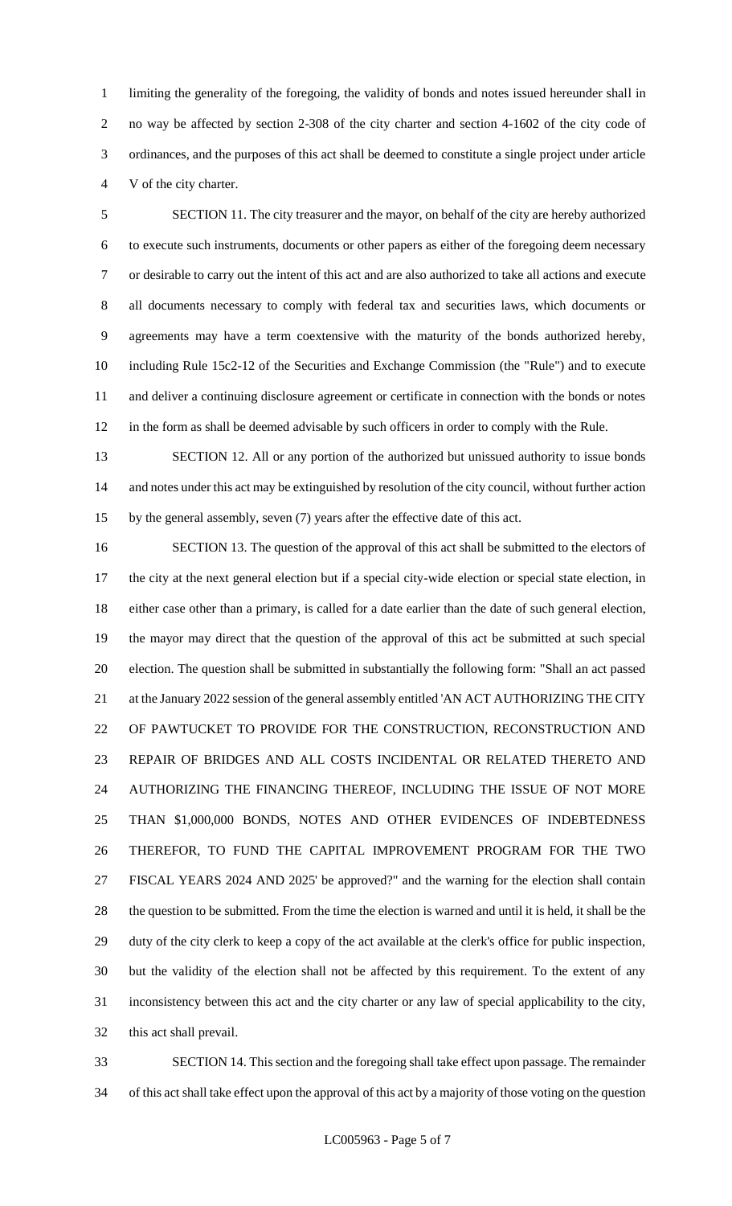limiting the generality of the foregoing, the validity of bonds and notes issued hereunder shall in no way be affected by section 2-308 of the city charter and section 4-1602 of the city code of ordinances, and the purposes of this act shall be deemed to constitute a single project under article V of the city charter.

SECTION 11. The city treasurer and the mayor, on behalf of the city are hereby authorized to execute such instruments, documents or other papers as either of the foregoing deem necessary or desirable to carry out the intent of this act and are also authorized to take all actions and execute all documents necessary to comply with federal tax and securities laws, which documents or agreements may have a term coextensive with the maturity of the bonds authorized hereby, including Rule 15c2-12 of the Securities and Exchange Commission (the "Rule") and to execute and deliver a continuing disclosure agreement or certificate in connection with the bonds or notes in the form as shall be deemed advisable by such officers in order to comply with the Rule.

SECTION 12. All or any portion of the authorized but unissued authority to issue bonds and notes under this act may be extinguished by resolution of the city council, without further action by the general assembly, seven (7) years after the effective date of this act.

SECTION 13. The question of the approval of this act shall be submitted to the electors of the city at the next general election but if a special city-wide election or special state election, in either case other than a primary, is called for a date earlier than the date of such general election, the mayor may direct that the question of the approval of this act be submitted at such special election. The question shall be submitted in substantially the following form: "Shall an act passed at the January 2022 session of the general assembly entitled 'AN ACT AUTHORIZING THE CITY OF PAWTUCKET TO PROVIDE FOR THE CONSTRUCTION, RECONSTRUCTION AND REPAIR OF BRIDGES AND ALL COSTS INCIDENTAL OR RELATED THERETO AND AUTHORIZING THE FINANCING THEREOF, INCLUDING THE ISSUE OF NOT MORE THAN $1,000,000 BONDS, NOTES AND OTHER EVIDENCES OF INDEBTEDNESS THEREFOR, TO FUND THE CAPITAL IMPROVEMENT PROGRAM FOR THE TWO FISCAL YEARS 2024 AND 2025' be approved?" and the warning for the election shall contain the question to be submitted. From the time the election is warned and until it is held, it shall be the duty of the city clerk to keep a copy of the act available at the clerk's office for public inspection, but the validity of the election shall not be affected by this requirement. To the extent of any inconsistency between this act and the city charter or any law of special applicability to the city, this act shall prevail.

SECTION 14. This section and the foregoing shall take effect upon passage. The remainder of this act shall take effect upon the approval of this act by a majority of those voting on the question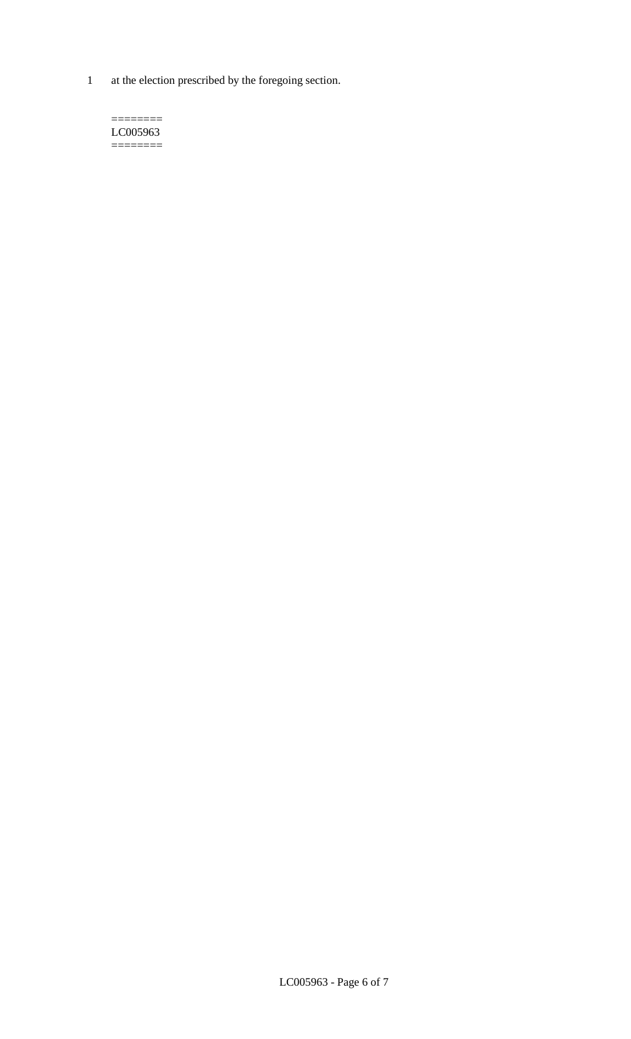at the election prescribed by the foregoing section.

========
LC005963
========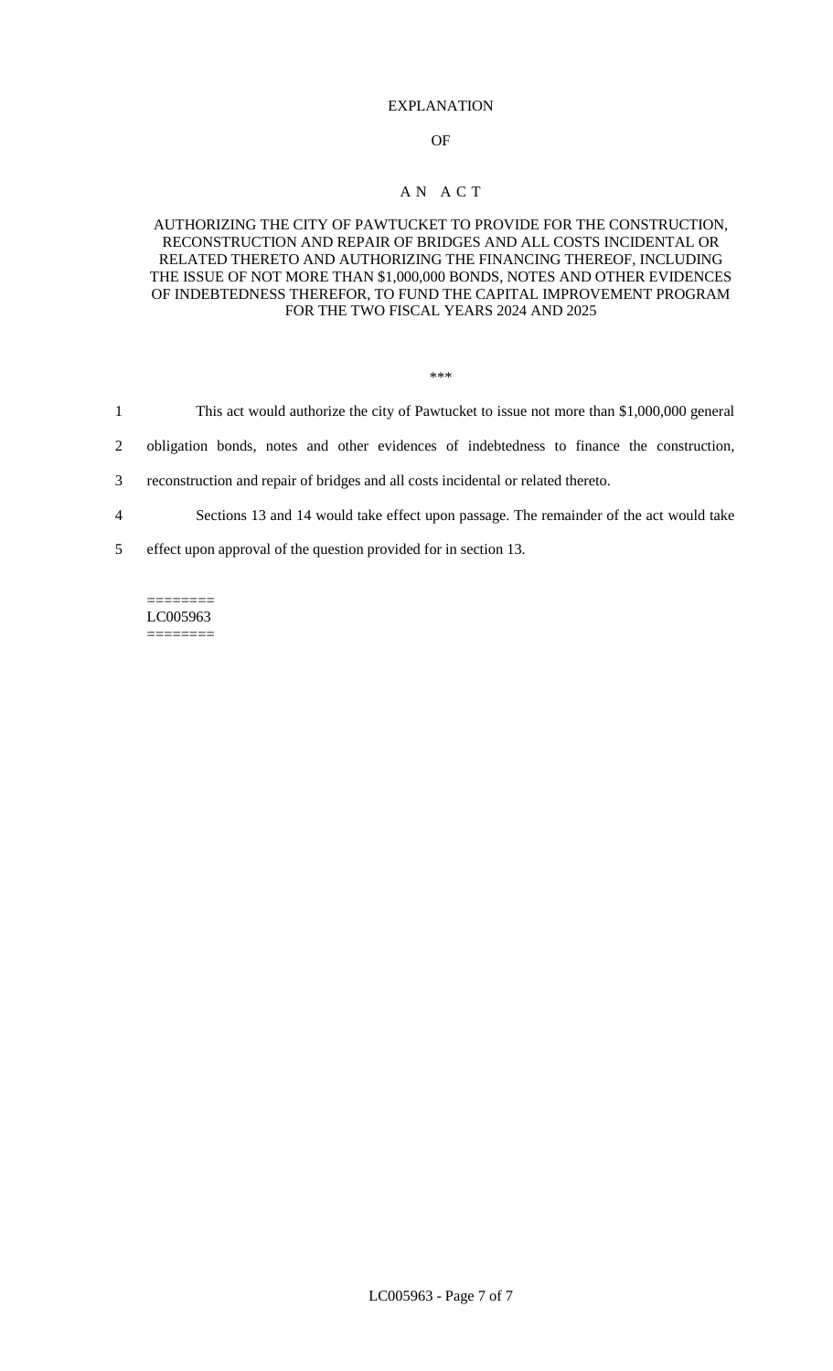EXPLANATION

OF

A N A C T

AUTHORIZING THE CITY OF PAWTUCKET TO PROVIDE FOR THE CONSTRUCTION, RECONSTRUCTION AND REPAIR OF BRIDGES AND ALL COSTS INCIDENTAL OR RELATED THERETO AND AUTHORIZING THE FINANCING THEREOF, INCLUDING THE ISSUE OF NOT MORE THAN $1,000,000 BONDS, NOTES AND OTHER EVIDENCES OF INDEBTEDNESS THEREFOR, TO FUND THE CAPITAL IMPROVEMENT PROGRAM FOR THE TWO FISCAL YEARS 2024 AND 2025

\*\*\*

1 This act would authorize the city of Pawtucket to issue not more than $1,000,000 general
2 obligation bonds, notes and other evidences of indebtedness to finance the construction,
3 reconstruction and repair of bridges and all costs incidental or related thereto.
4 Sections 13 and 14 would take effect upon passage. The remainder of the act would take
5 effect upon approval of the question provided for in section 13.

========
LC005963
========